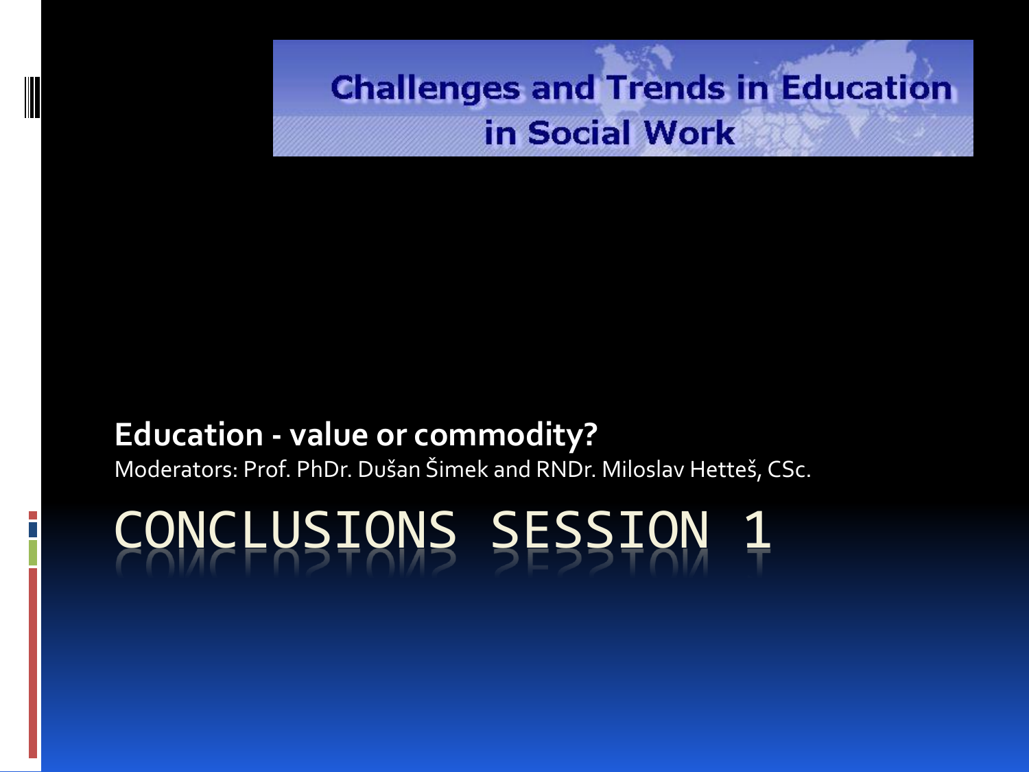# Challenges and Trends in Education in Social Work

**Education - value or commodity?**

Moderators: Prof. PhDr. Dušan Šimek and RNDr. Miloslav Hetteš, CSc.

## CONCLUSIONS SESSION 1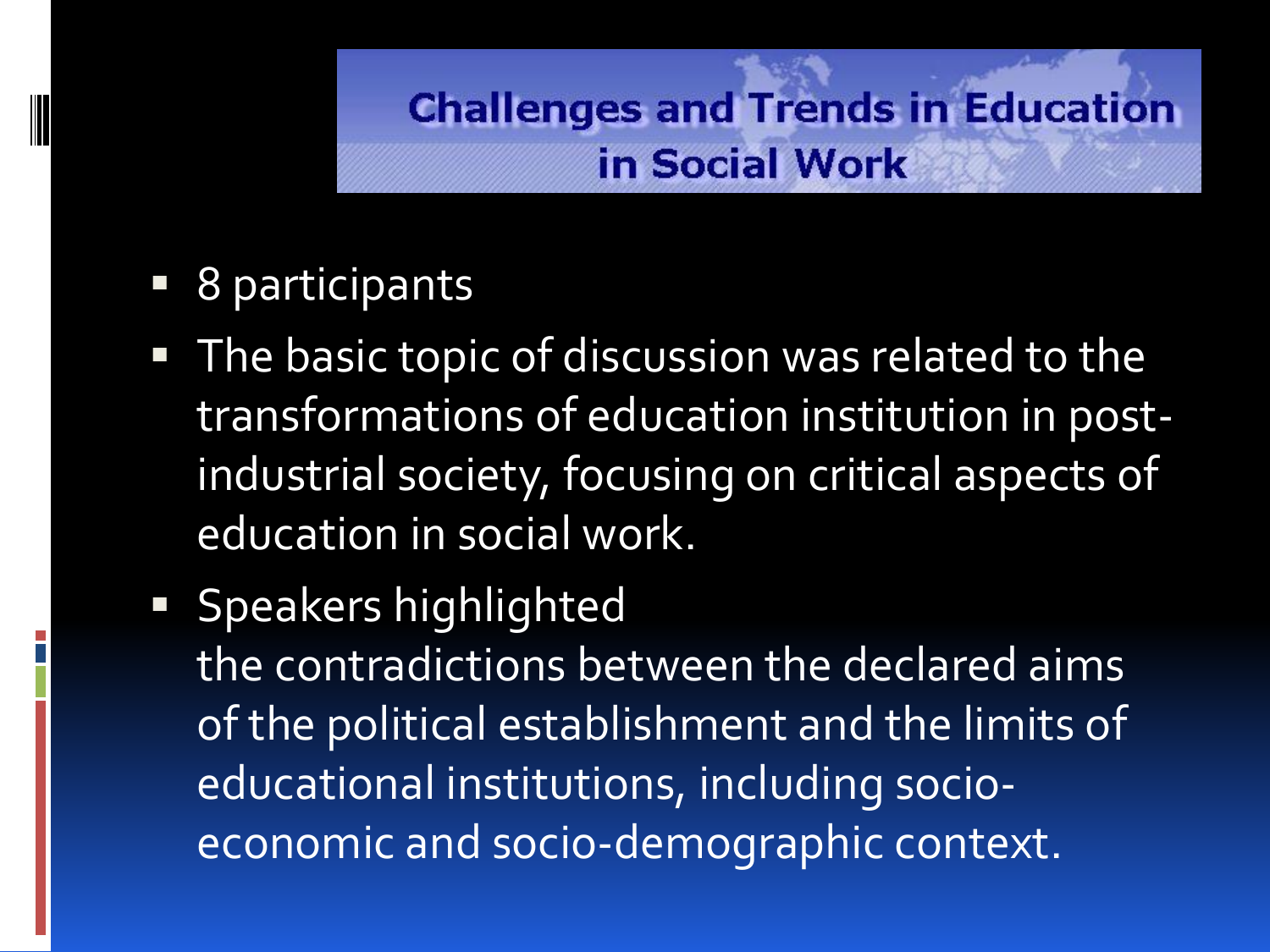# Challenges and Trends in Education in Social Work

- 8 participants
- The basic topic of discussion was related to the transformations of education institution in post-industrial society, focusing on critical aspects of education in social work.
- Speakers highlighted
  the contradictions between the declared aims of the political establishment and the limits of educational institutions, including socio-economic and socio-demographic context.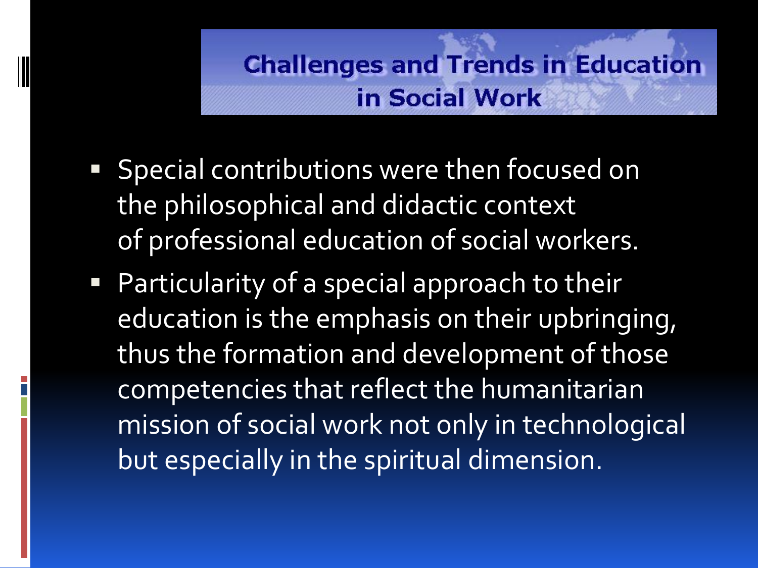## Challenges and Trends in Education in Social Work

- Special contributions were then focused on the philosophical and didactic context of professional education of social workers.
- Particularity of a special approach to their education is the emphasis on their upbringing, thus the formation and development of those competencies that reflect the humanitarian mission of social work not only in technological but especially in the spiritual dimension.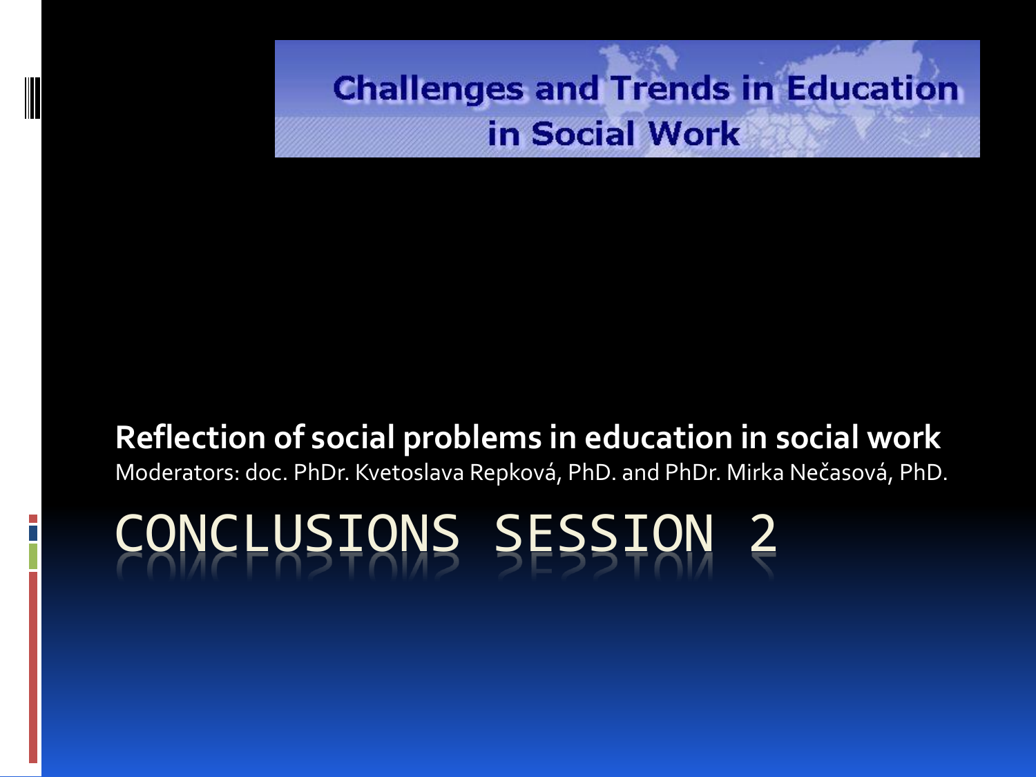Challenges and Trends in Education in Social Work

**Reflection of social problems in education in social work**

Moderators: doc. PhDr. Kvetoslava Repková, PhD. and PhDr. Mirka Nečasová, PhD.

# CONCLUSIONS SESSION 2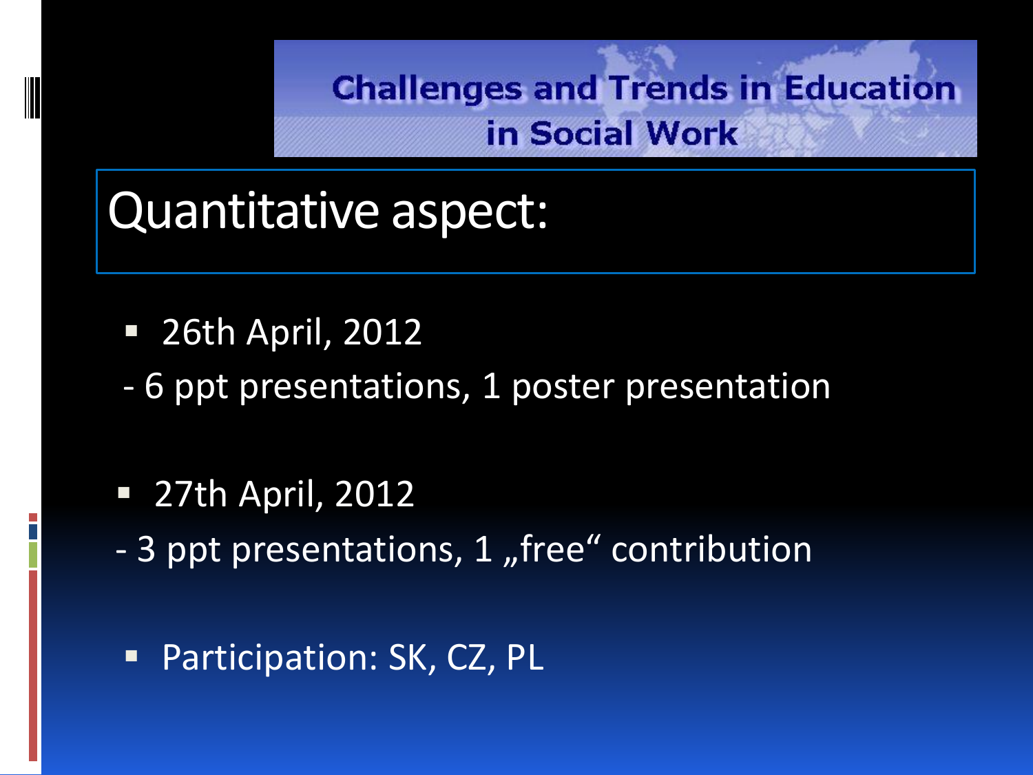Challenges and Trends in Education in Social Work

# Quantitative aspect:

- 26th April, 2012

- 6 ppt presentations, 1 poster presentation

- 27th April, 2012

- 3 ppt presentations, 1 „free“ contribution

- Participation: SK, CZ, PL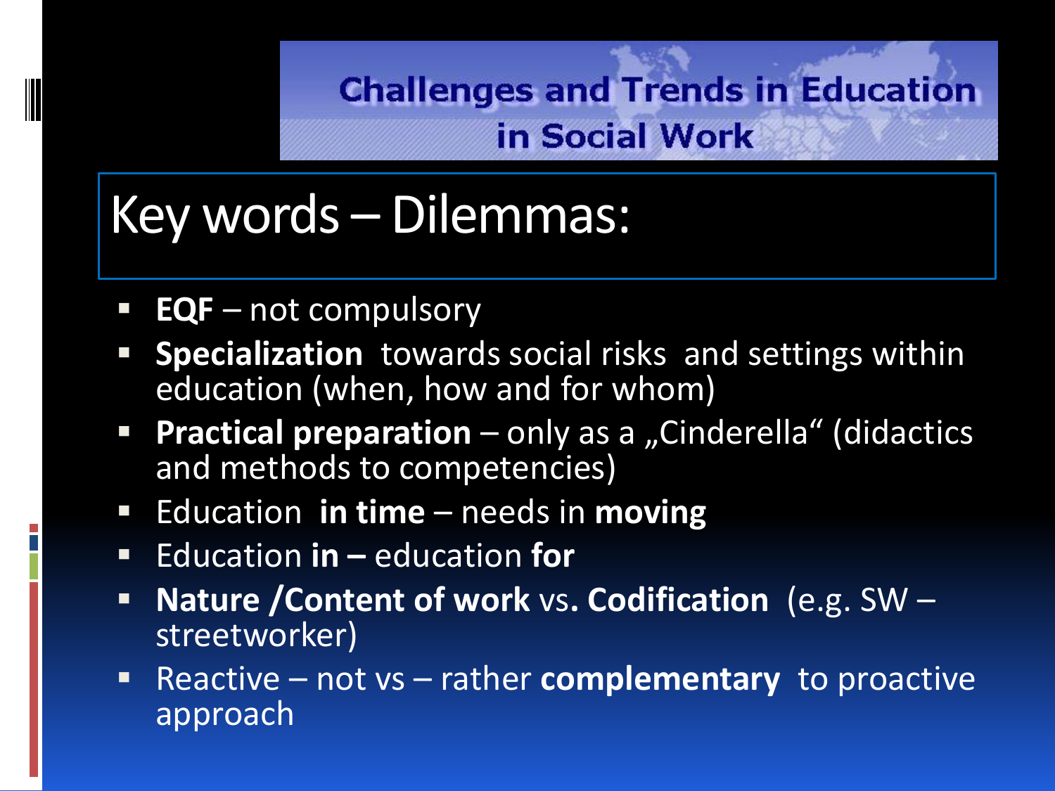Challenges and Trends in Education in Social Work

# Key words – Dilemmas:

- **EQF** – not compulsory
- **Specialization** towards social risks and settings within education (when, how and for whom)
- **Practical preparation** – only as a „Cinderella“ (didactics and methods to competencies)
- Education **in time** – needs in **moving**
- Education **in –** education **for**
- **Nature /Content of work** vs**. Codification** (e.g. SW – streetworker)
- Reactive – not vs – rather **complementary** to proactive approach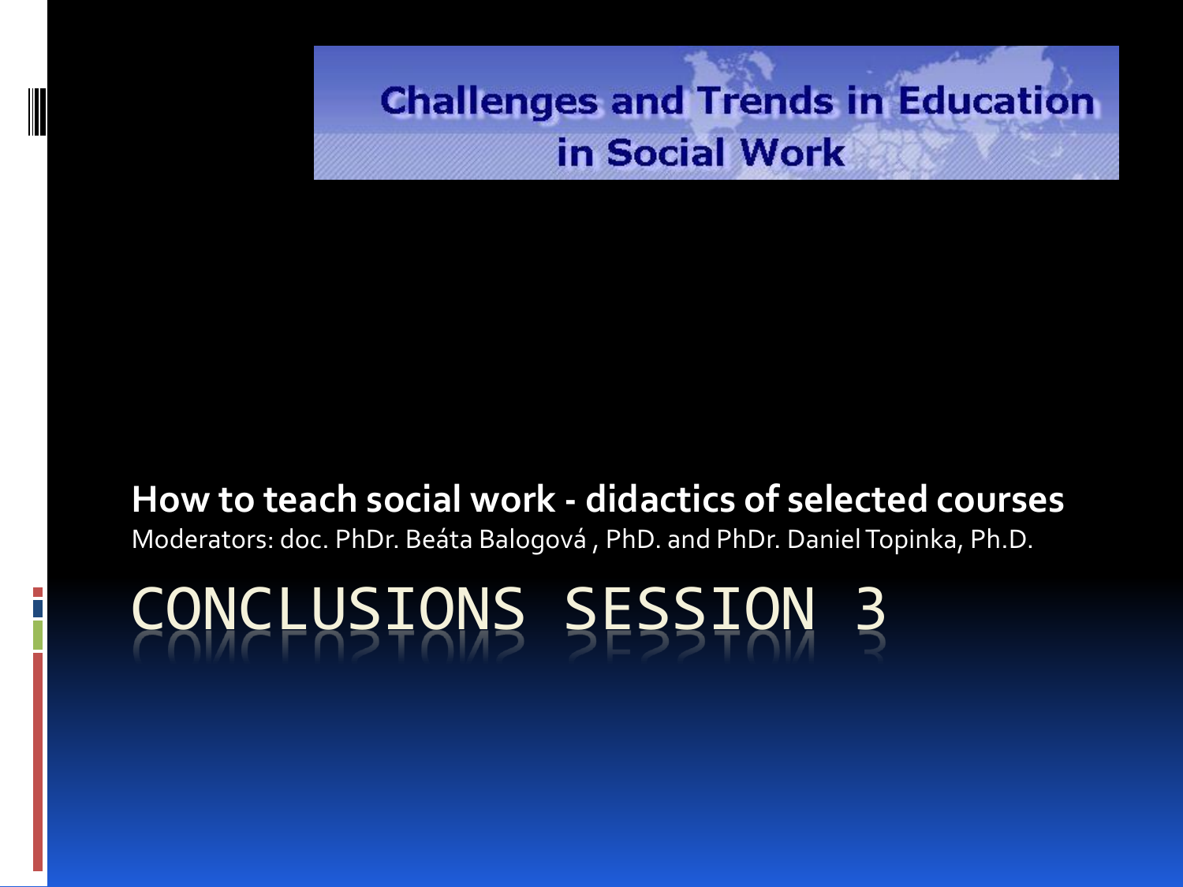Challenges and Trends in Education in Social Work

**How to teach social work - didactics of selected courses**
Moderators: doc. PhDr. Beáta Balogová , PhD. and PhDr. Daniel Topinka, Ph.D.

# CONCLUSIONS SESSION 3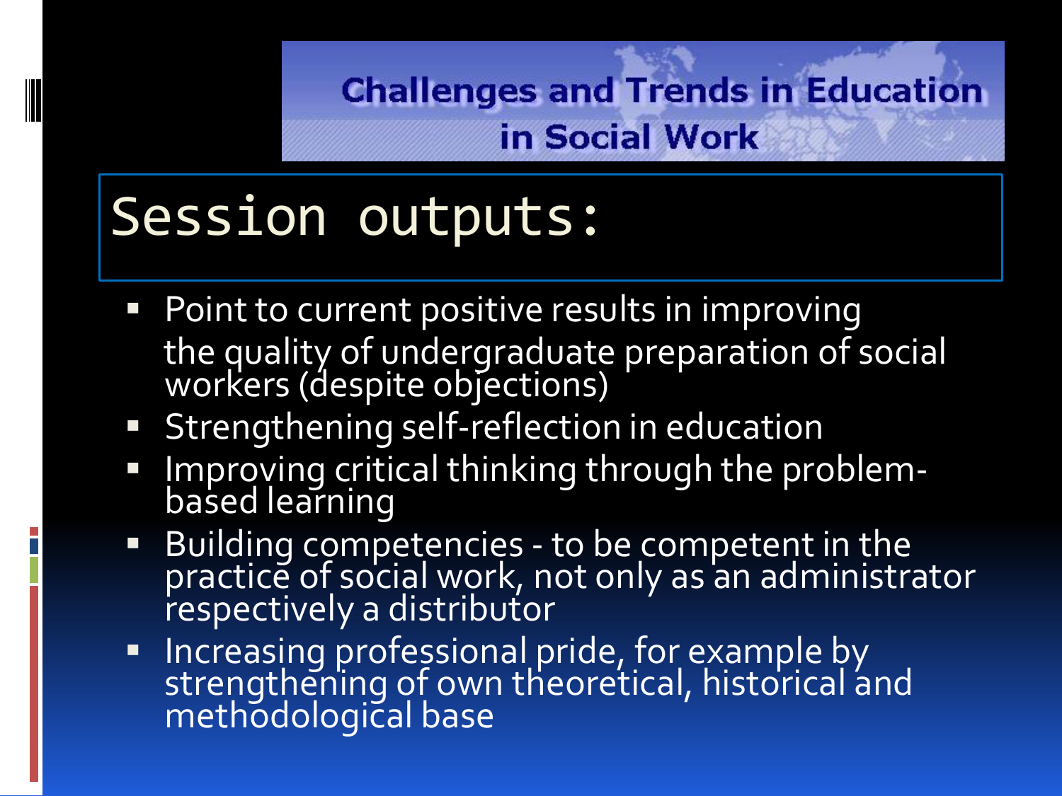Challenges and Trends in Education in Social Work

# Session outputs:

- Point to current positive results in improving the quality of undergraduate preparation of social workers (despite objections)
- Strengthening self-reflection in education
- Improving critical thinking through the problem-based learning
- Building competencies - to be competent in the practice of social work, not only as an administrator respectively a distributor
- Increasing professional pride, for example by strengthening of own theoretical, historical and methodological base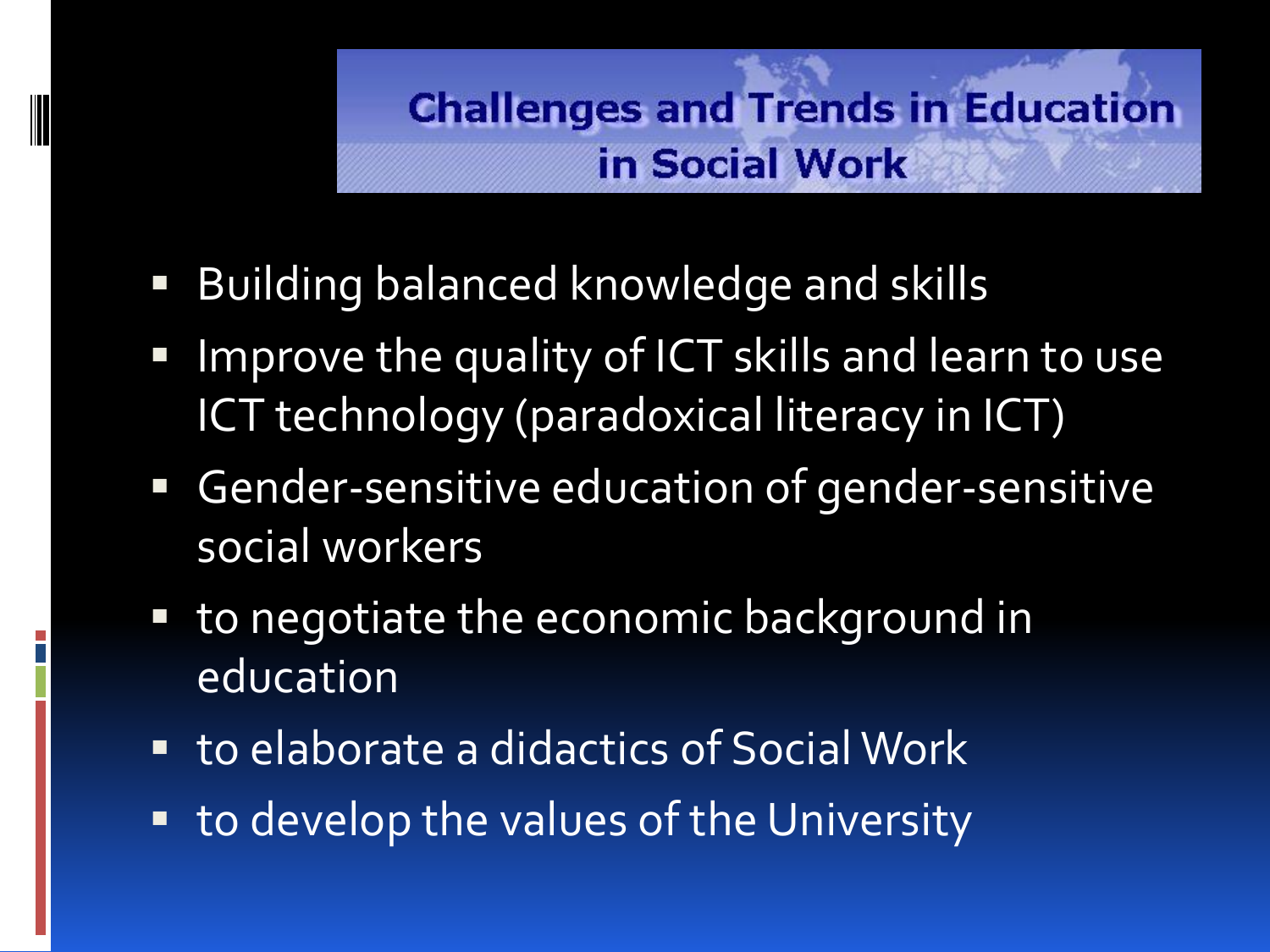# Challenges and Trends in Education in Social Work

- Building balanced knowledge and skills
- Improve the quality of ICT skills and learn to use ICT technology (paradoxical literacy in ICT)
- Gender-sensitive education of gender-sensitive social workers
- to negotiate the economic background in education
- to elaborate a didactics of Social Work
- to develop the values of the University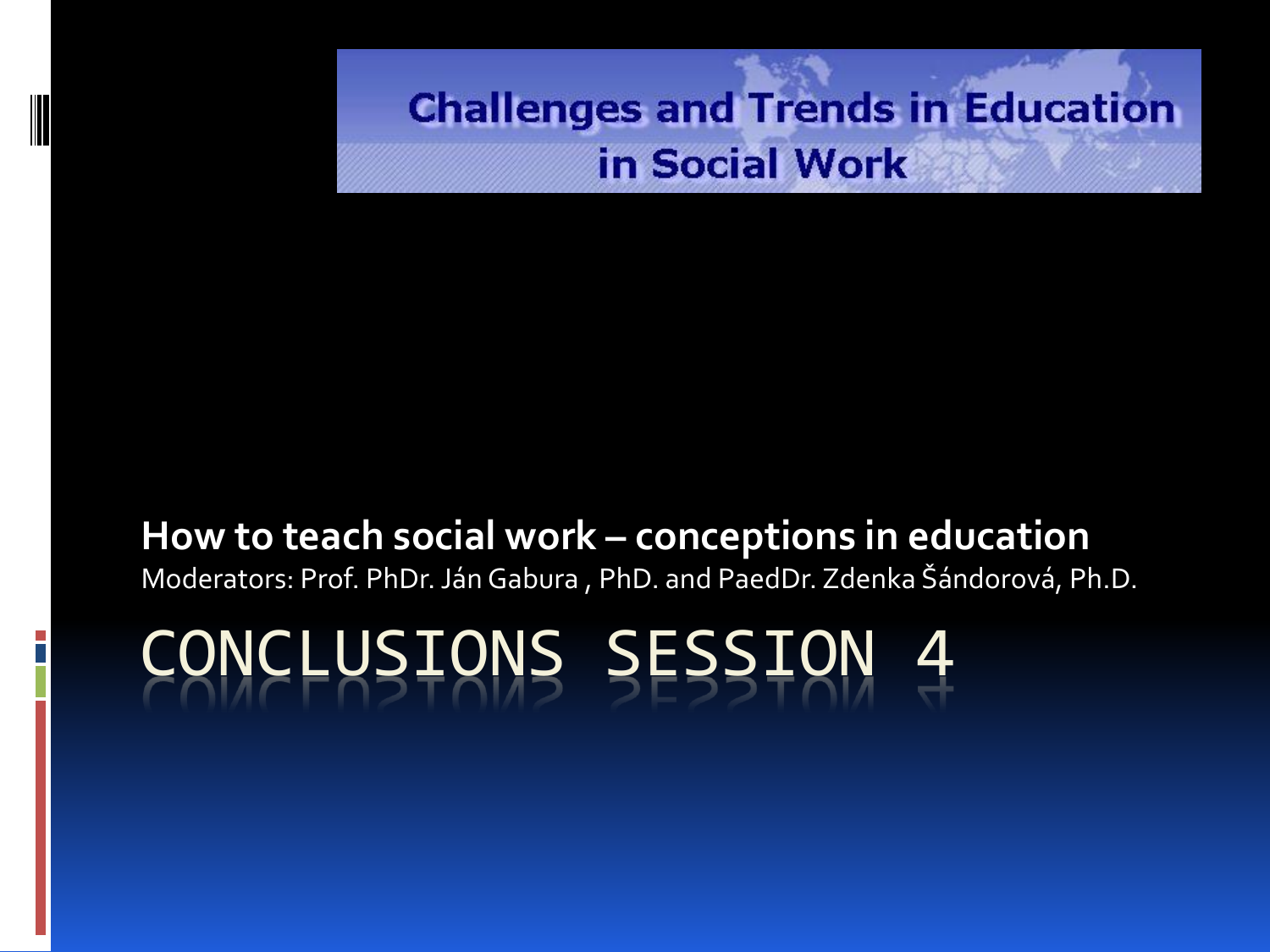Challenges and Trends in Education in Social Work

**How to teach social work – conceptions in education**

Moderators: Prof. PhDr. Ján Gabura , PhD. and PaedDr. Zdenka Šándorová, Ph.D.

# CONCLUSIONS SESSION 4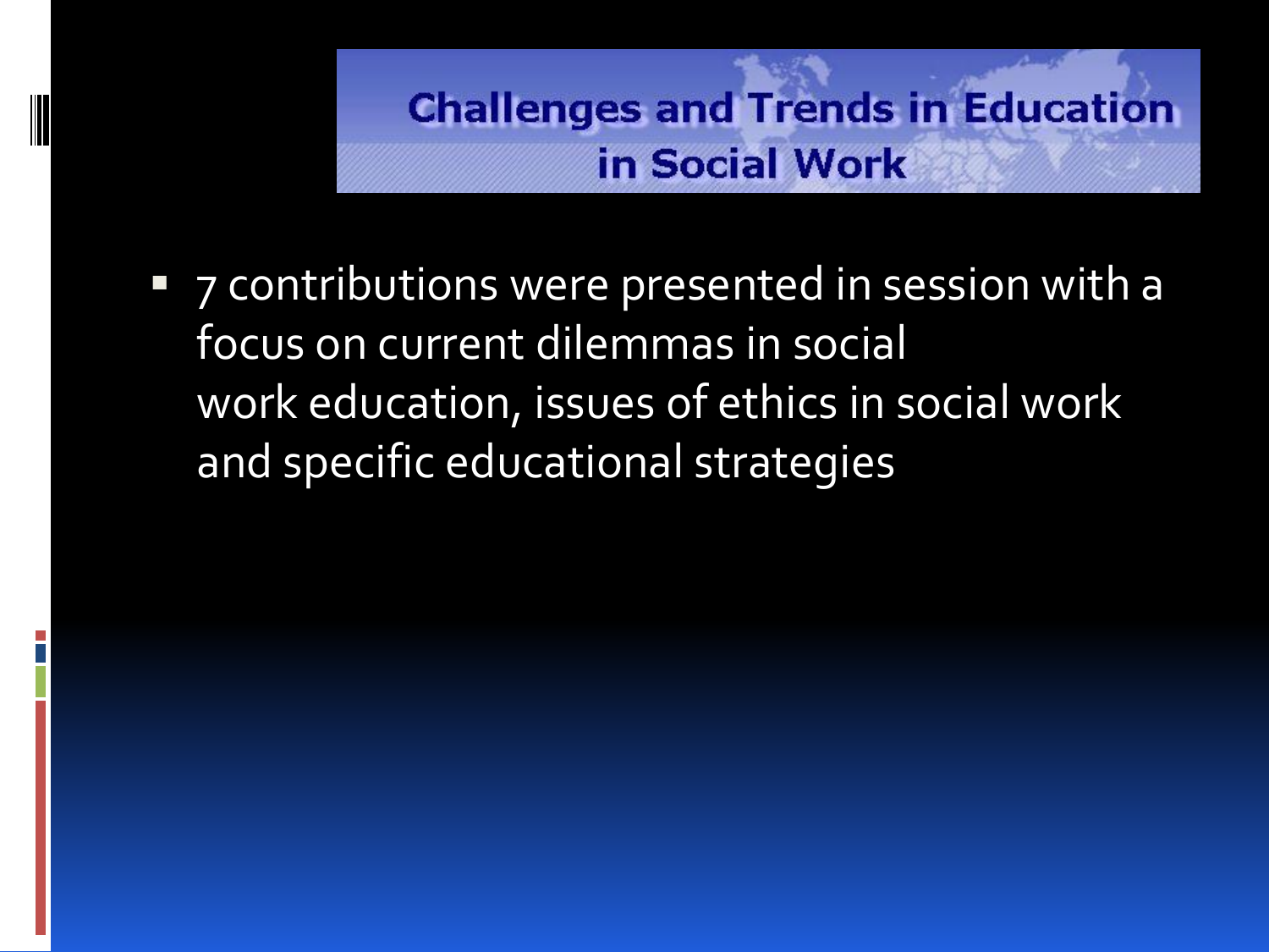# Challenges and Trends in Education in Social Work

- 7 contributions were presented in session with a focus on current dilemmas in social work education, issues of ethics in social work and specific educational strategies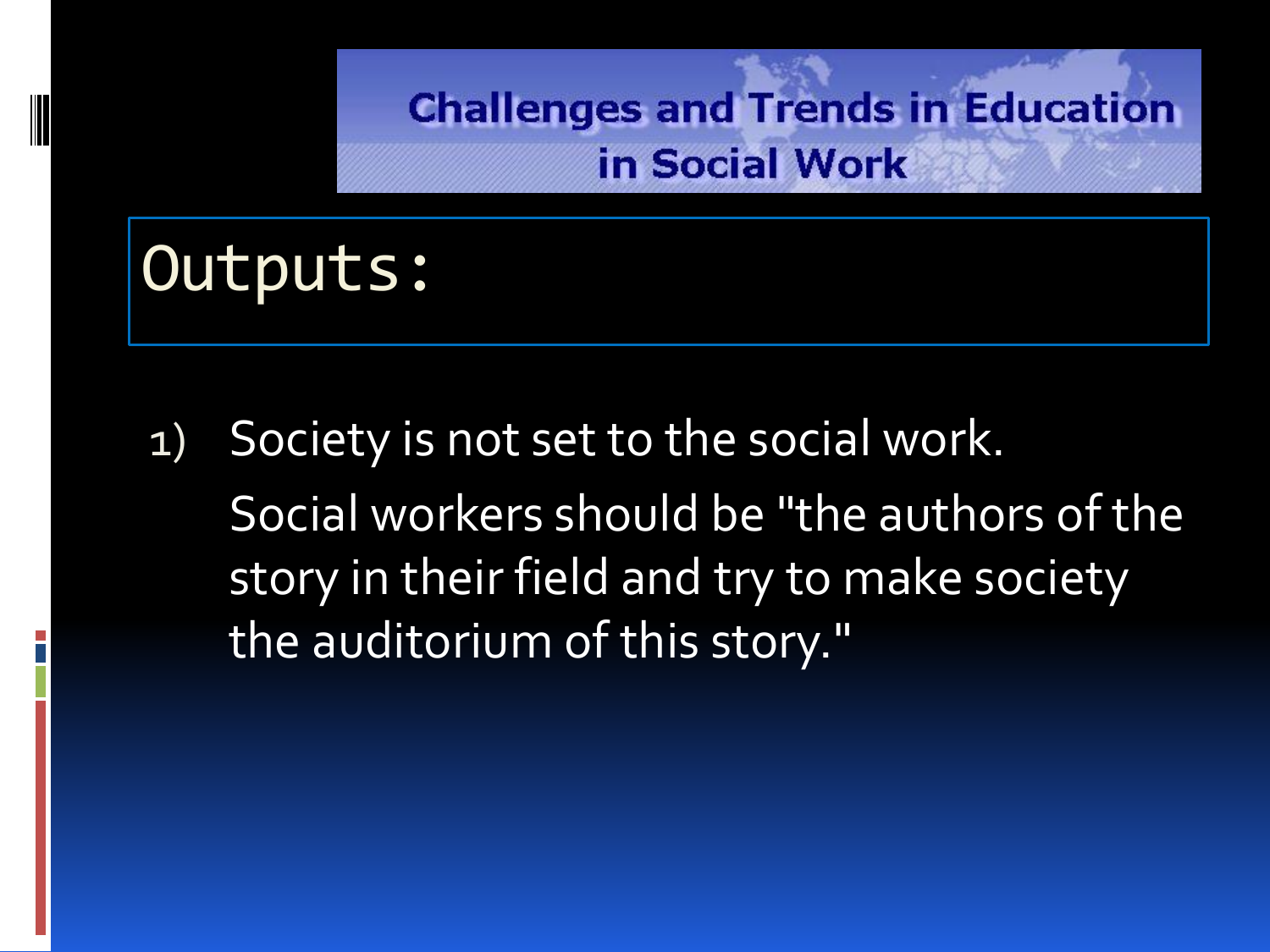Challenges and Trends in Education in Social Work

# Outputs:

1) Society is not set to the social work.

   Social workers should be "the authors of the story in their field and try to make society the auditorium of this story."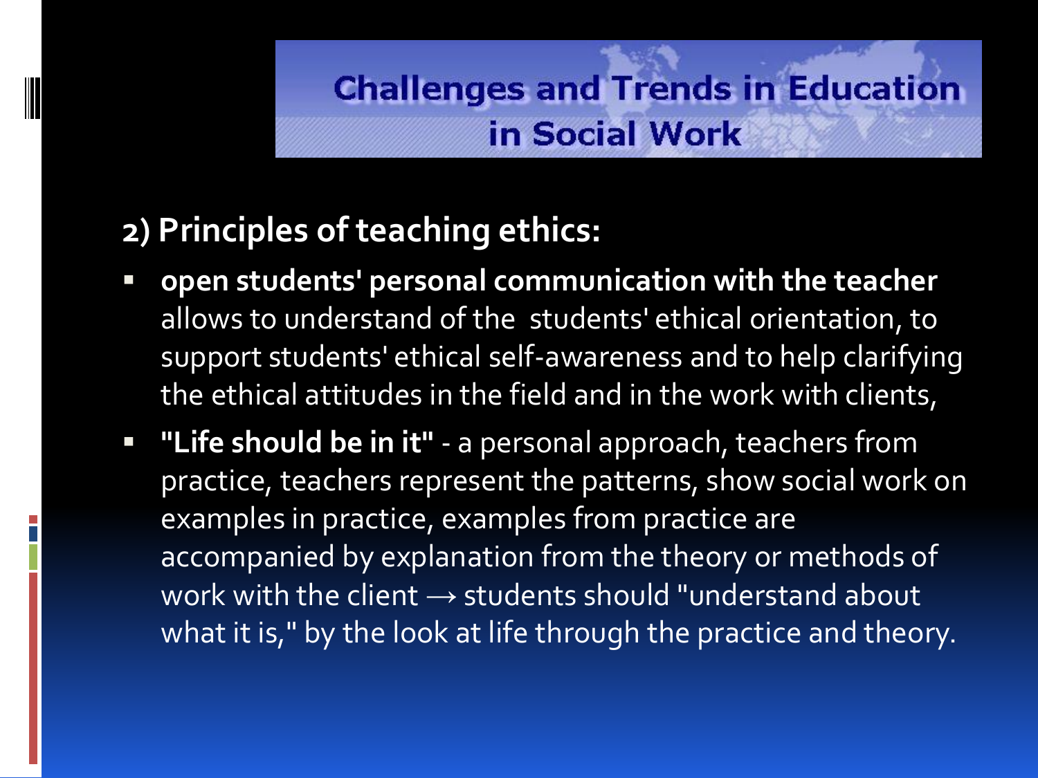# Challenges and Trends in Education in Social Work

## 2) Principles of teaching ethics:

- **open students' personal communication with the teacher** allows to understand of the students' ethical orientation, to support students' ethical self-awareness and to help clarifying the ethical attitudes in the field and in the work with clients,
- **"Life should be in it"** - a personal approach, teachers from practice, teachers represent the patterns, show social work on examples in practice, examples from practice are accompanied by explanation from the theory or methods of work with the client → students should "understand about what it is," by the look at life through the practice and theory.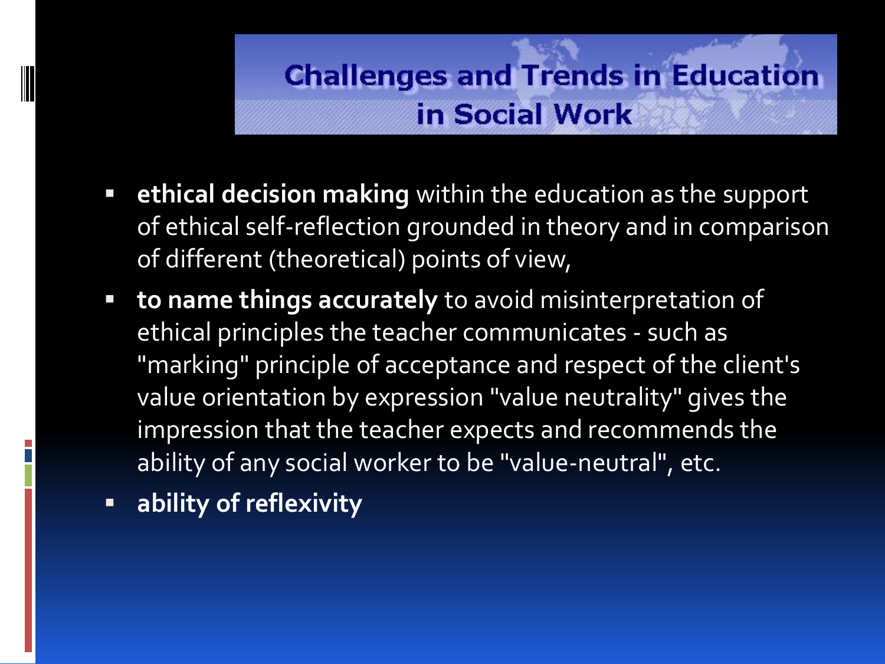# Challenges and Trends in Education in Social Work

- **ethical decision making** within the education as the support of ethical self-reflection grounded in theory and in comparison of different (theoretical) points of view,
- **to name things accurately** to avoid misinterpretation of ethical principles the teacher communicates - such as "marking" principle of acceptance and respect of the client's value orientation by expression "value neutrality" gives the impression that the teacher expects and recommends the ability of any social worker to be "value-neutral", etc.
- **ability of reflexivity**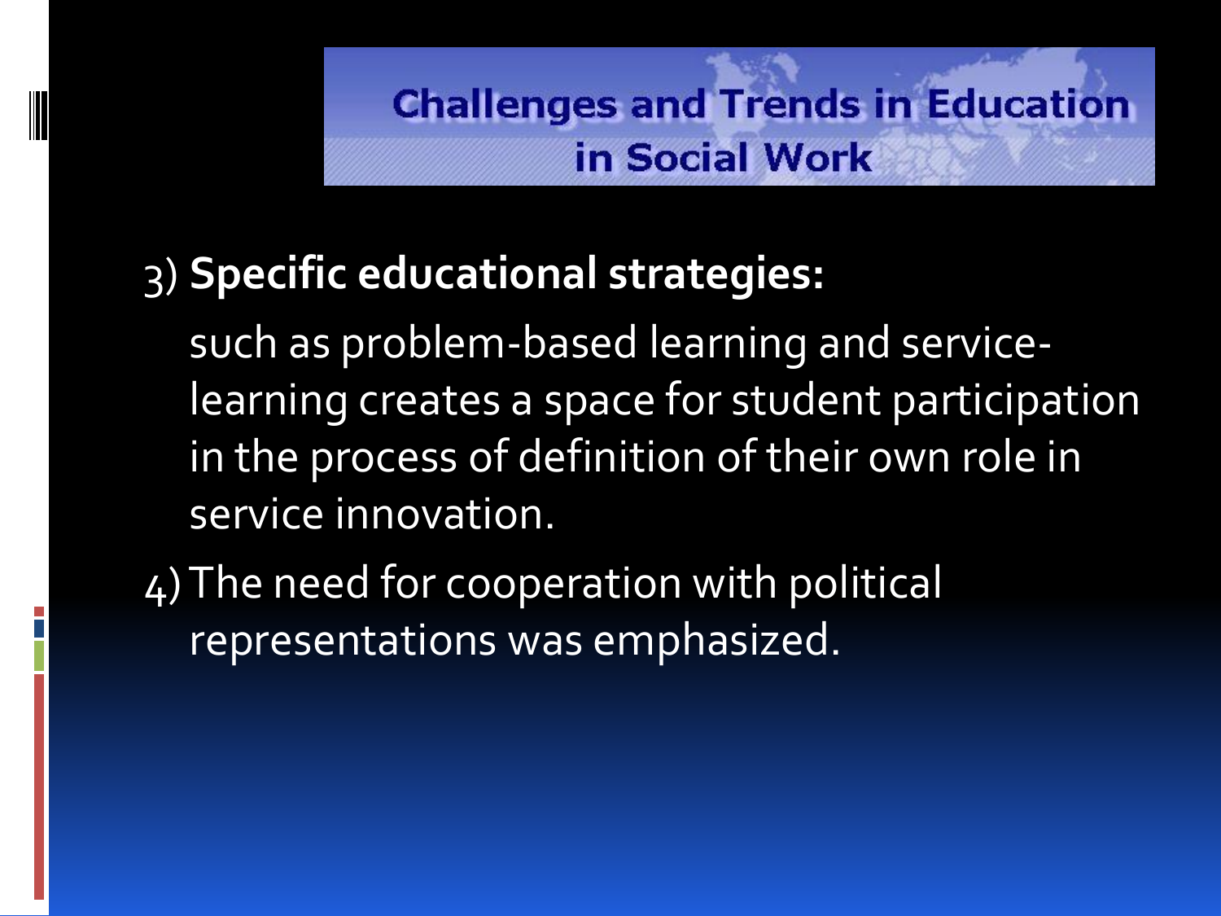## Challenges and Trends in Education in Social Work

3) **Specific educational strategies:**

   such as problem-based learning and service-learning creates a space for student participation in the process of definition of their own role in service innovation.

4) The need for cooperation with political representations was emphasized.